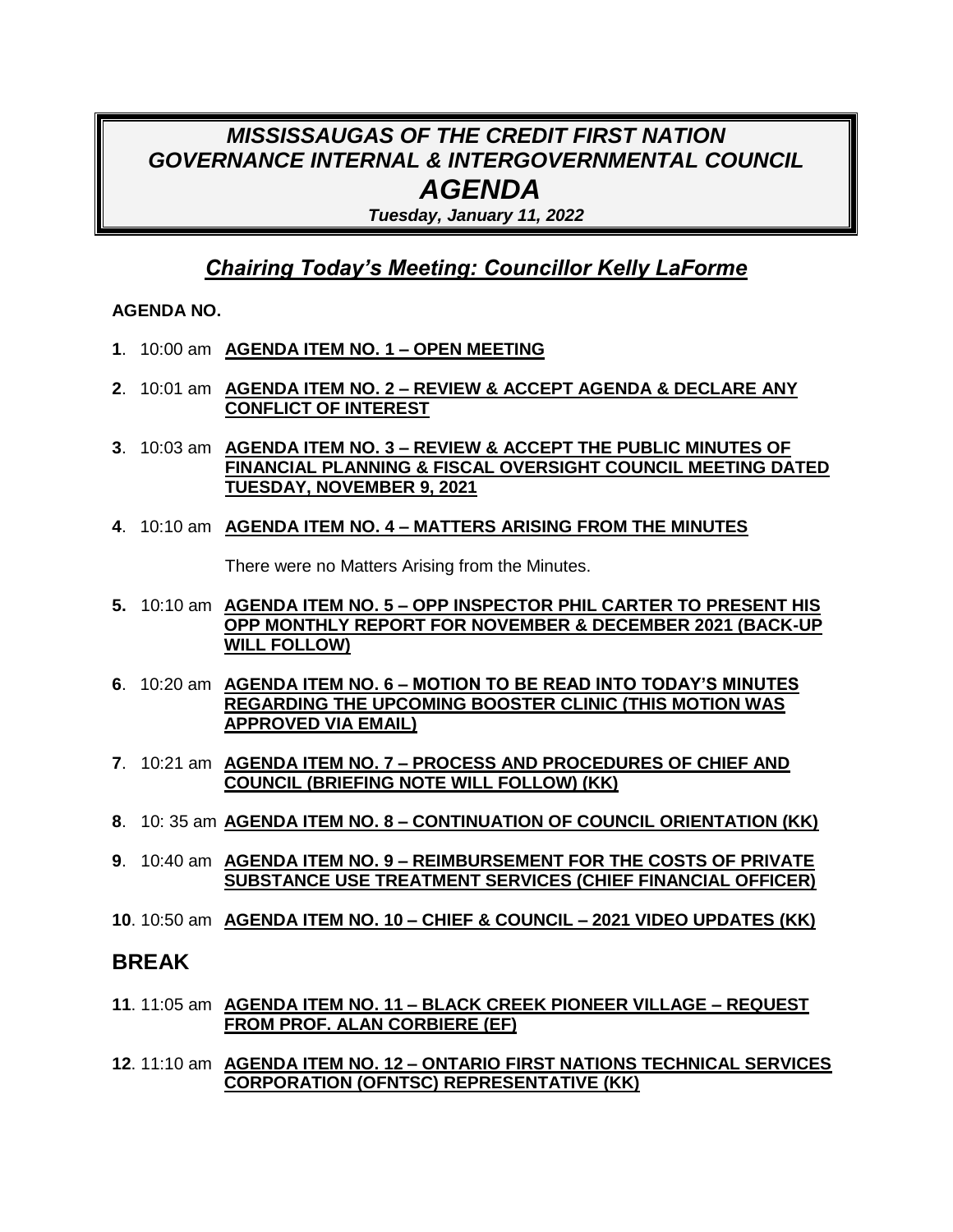# *MISSISSAUGAS OF THE CREDIT FIRST NATION GOVERNANCE INTERNAL & INTERGOVERNMENTAL COUNCIL AGENDA*

***Tuesday, January 11, 2022***

## *Chairing Today's Meeting: Councillor Kelly LaForme*

**AGENDA NO.**

**1**. 10:00 am **AGENDA ITEM NO. 1 – OPEN MEETING**

**2**. 10:01 am **AGENDA ITEM NO. 2 – REVIEW & ACCEPT AGENDA & DECLARE ANY CONFLICT OF INTEREST**

**3**. 10:03 am **AGENDA ITEM NO. 3 – REVIEW & ACCEPT THE PUBLIC MINUTES OF FINANCIAL PLANNING & FISCAL OVERSIGHT COUNCIL MEETING DATED TUESDAY, NOVEMBER 9, 2021**

**4**. 10:10 am **AGENDA ITEM NO. 4 – MATTERS ARISING FROM THE MINUTES**

There were no Matters Arising from the Minutes.

**5.** 10:10 am **AGENDA ITEM NO. 5 – OPP INSPECTOR PHIL CARTER TO PRESENT HIS OPP MONTHLY REPORT FOR NOVEMBER & DECEMBER 2021 (BACK-UP WILL FOLLOW)**

**6**. 10:20 am **AGENDA ITEM NO. 6 – MOTION TO BE READ INTO TODAY'S MINUTES REGARDING THE UPCOMING BOOSTER CLINIC (THIS MOTION WAS APPROVED VIA EMAIL)**

**7**. 10:21 am **AGENDA ITEM NO. 7 – PROCESS AND PROCEDURES OF CHIEF AND COUNCIL (BRIEFING NOTE WILL FOLLOW) (KK)**

**8**. 10: 35 am **AGENDA ITEM NO. 8 – CONTINUATION OF COUNCIL ORIENTATION (KK)**

**9**. 10:40 am **AGENDA ITEM NO. 9 – REIMBURSEMENT FOR THE COSTS OF PRIVATE SUBSTANCE USE TREATMENT SERVICES (CHIEF FINANCIAL OFFICER)**

**10**. 10:50 am **AGENDA ITEM NO. 10 – CHIEF & COUNCIL – 2021 VIDEO UPDATES (KK)**

## BREAK

**11**. 11:05 am **AGENDA ITEM NO. 11 – BLACK CREEK PIONEER VILLAGE – REQUEST FROM PROF. ALAN CORBIERE (EF)**

**12**. 11:10 am **AGENDA ITEM NO. 12 – ONTARIO FIRST NATIONS TECHNICAL SERVICES CORPORATION (OFNTSC) REPRESENTATIVE (KK)**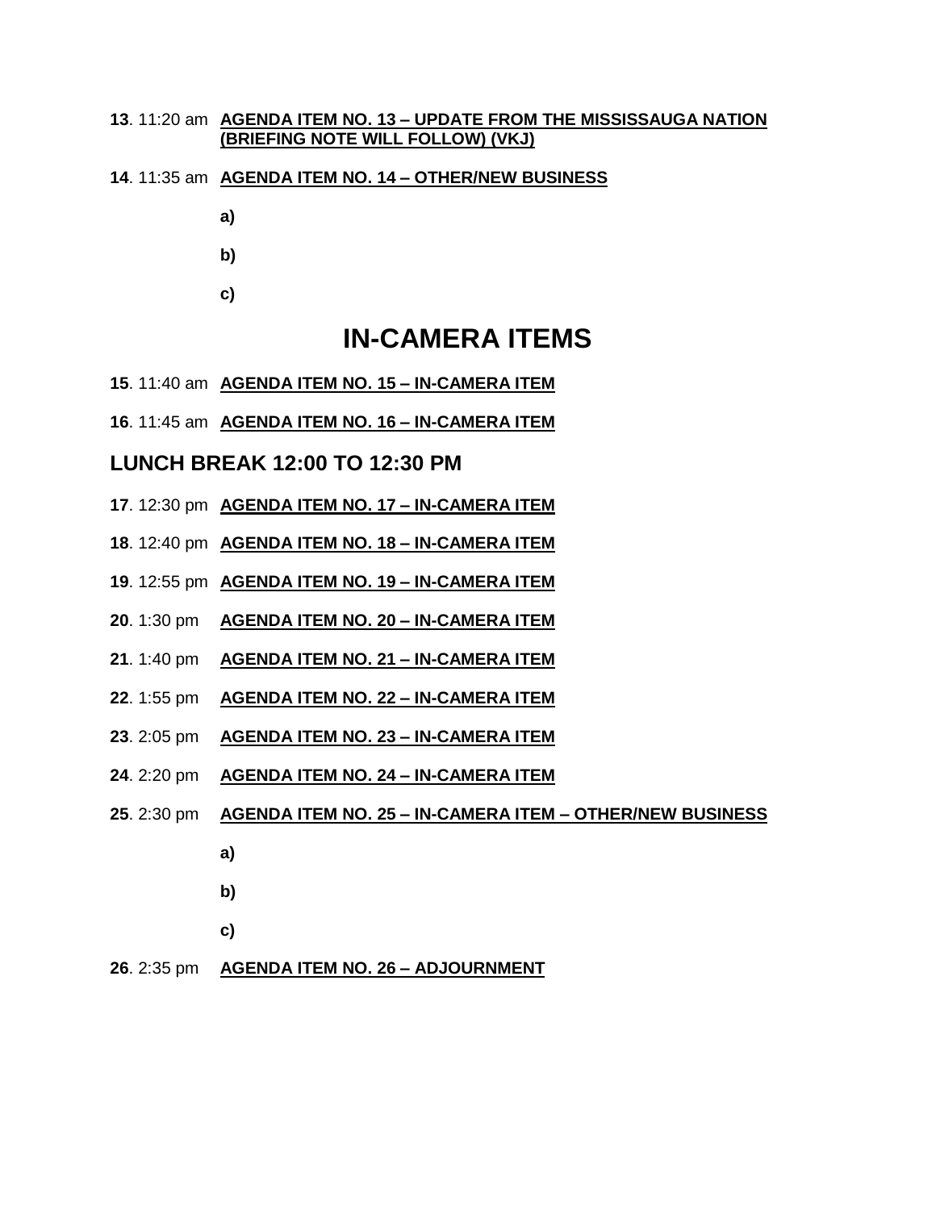**13**. 11:20 am **AGENDA ITEM NO. 13 – UPDATE FROM THE MISSISSAUGA NATION (BRIEFING NOTE WILL FOLLOW) (VKJ)**

**14**. 11:35 am **AGENDA ITEM NO. 14 – OTHER/NEW BUSINESS**

**a)**

**b)**

**c)**

# IN-CAMERA ITEMS

**15**. 11:40 am **AGENDA ITEM NO. 15 – IN-CAMERA ITEM**

**16**. 11:45 am **AGENDA ITEM NO. 16 – IN-CAMERA ITEM**

## LUNCH BREAK 12:00 TO 12:30 PM

**17**. 12:30 pm **AGENDA ITEM NO. 17 – IN-CAMERA ITEM**

**18**. 12:40 pm **AGENDA ITEM NO. 18 – IN-CAMERA ITEM**

**19**. 12:55 pm **AGENDA ITEM NO. 19 – IN-CAMERA ITEM**

**20**. 1:30 pm **AGENDA ITEM NO. 20 – IN-CAMERA ITEM**

**21**. 1:40 pm **AGENDA ITEM NO. 21 – IN-CAMERA ITEM**

**22**. 1:55 pm **AGENDA ITEM NO. 22 – IN-CAMERA ITEM**

**23**. 2:05 pm **AGENDA ITEM NO. 23 – IN-CAMERA ITEM**

**24**. 2:20 pm **AGENDA ITEM NO. 24 – IN-CAMERA ITEM**

**25**. 2:30 pm **AGENDA ITEM NO. 25 – IN-CAMERA ITEM – OTHER/NEW BUSINESS**

**a)**

**b)**

**c)**

**26**. 2:35 pm **AGENDA ITEM NO. 26 – ADJOURNMENT**